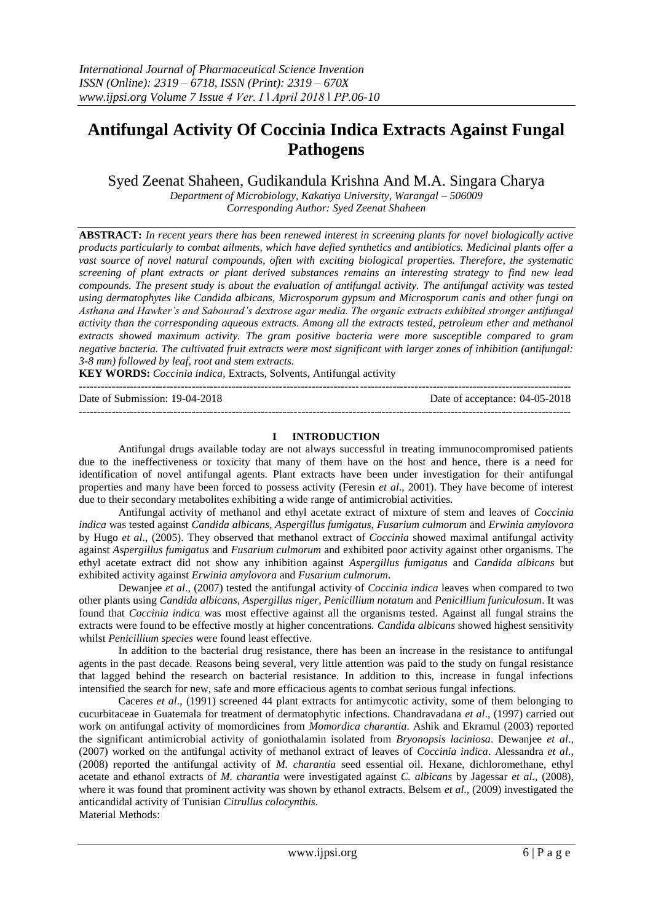# Antifungal Activity Of Coccinia Indica Extracts Against Fungal Pathogens

Syed Zeenat Shaheen, Gudikandula Krishna And M.A. Singara Charya

*Department of Microbiology, Kakatiya University, Warangal – 506009*
*Corresponding Author: Syed Zeenat Shaheen*

**ABSTRACT:** *In recent years there has been renewed interest in screening plants for novel biologically active products particularly to combat ailments, which have defied synthetics and antibiotics. Medicinal plants offer a vast source of novel natural compounds, often with exciting biological properties. Therefore, the systematic screening of plant extracts or plant derived substances remains an interesting strategy to find new lead compounds. The present study is about the evaluation of antifungal activity. The antifungal activity was tested using dermatophytes like Candida albicans, Microsporum gypsum and Microsporum canis and other fungi on Asthana and Hawker's and Sabourad's dextrose agar media. The organic extracts exhibited stronger antifungal activity than the corresponding aqueous extracts. Among all the extracts tested, petroleum ether and methanol extracts showed maximum activity. The gram positive bacteria were more susceptible compared to gram negative bacteria. The cultivated fruit extracts were most significant with larger zones of inhibition (antifungal: 3-8 mm) followed by leaf, root and stem extracts.*

**KEY WORDS:** *Coccinia indica,* Extracts, Solvents, Antifungal activity

Date of Submission: 19-04-2018 Date of acceptance: 04-05-2018

## I INTRODUCTION

Antifungal drugs available today are not always successful in treating immunocompromised patients due to the ineffectiveness or toxicity that many of them have on the host and hence, there is a need for identification of novel antifungal agents. Plant extracts have been under investigation for their antifungal properties and many have been forced to possess activity (Feresin *et al*., 2001). They have become of interest due to their secondary metabolites exhibiting a wide range of antimicrobial activities.

Antifungal activity of methanol and ethyl acetate extract of mixture of stem and leaves of *Coccinia indica* was tested against *Candida albicans, Aspergillus fumigatus*, *Fusarium culmorum* and *Erwinia amylovora* by Hugo *et al*., (2005). They observed that methanol extract of *Coccinia* showed maximal antifungal activity against *Aspergillus fumigatus* and *Fusarium culmorum* and exhibited poor activity against other organisms. The ethyl acetate extract did not show any inhibition against *Aspergillus fumigatus* and *Candida albicans* but exhibited activity against *Erwinia amylovora* and *Fusarium culmorum*.

Dewanjee *et al*., (2007) tested the antifungal activity of *Coccinia indica* leaves when compared to two other plants using *Candida albicans, Aspergillus niger, Penicillium notatum* and *Penicillium funiculosum*. It was found that *Coccinia indica* was most effective against all the organisms tested. Against all fungal strains the extracts were found to be effective mostly at higher concentrations. *Candida albicans* showed highest sensitivity whilst *Penicillium species* were found least effective.

In addition to the bacterial drug resistance, there has been an increase in the resistance to antifungal agents in the past decade. Reasons being several, very little attention was paid to the study on fungal resistance that lagged behind the research on bacterial resistance. In addition to this, increase in fungal infections intensified the search for new, safe and more efficacious agents to combat serious fungal infections.

Caceres *et al*., (1991) screened 44 plant extracts for antimycotic activity, some of them belonging to cucurbitaceae in Guatemala for treatment of dermatophytic infections. Chandravadana *et al*., (1997) carried out work on antifungal activity of momordicines from *Momordica charantia*. Ashik and Ekramul (2003) reported the significant antimicrobial activity of goniothalamin isolated from *Bryonopsis laciniosa*. Dewanjee *et al*., (2007) worked on the antifungal activity of methanol extract of leaves of *Coccinia indica*. Alessandra *et al*., (2008) reported the antifungal activity of *M. charantia* seed essential oil. Hexane, dichloromethane, ethyl acetate and ethanol extracts of *M. charantia* were investigated against *C. albicans* by Jagessar *et al.,* (2008), where it was found that prominent activity was shown by ethanol extracts. Belsem *et al*., (2009) investigated the anticandidal activity of Tunisian *Citrullus colocynthis*.

Material Methods: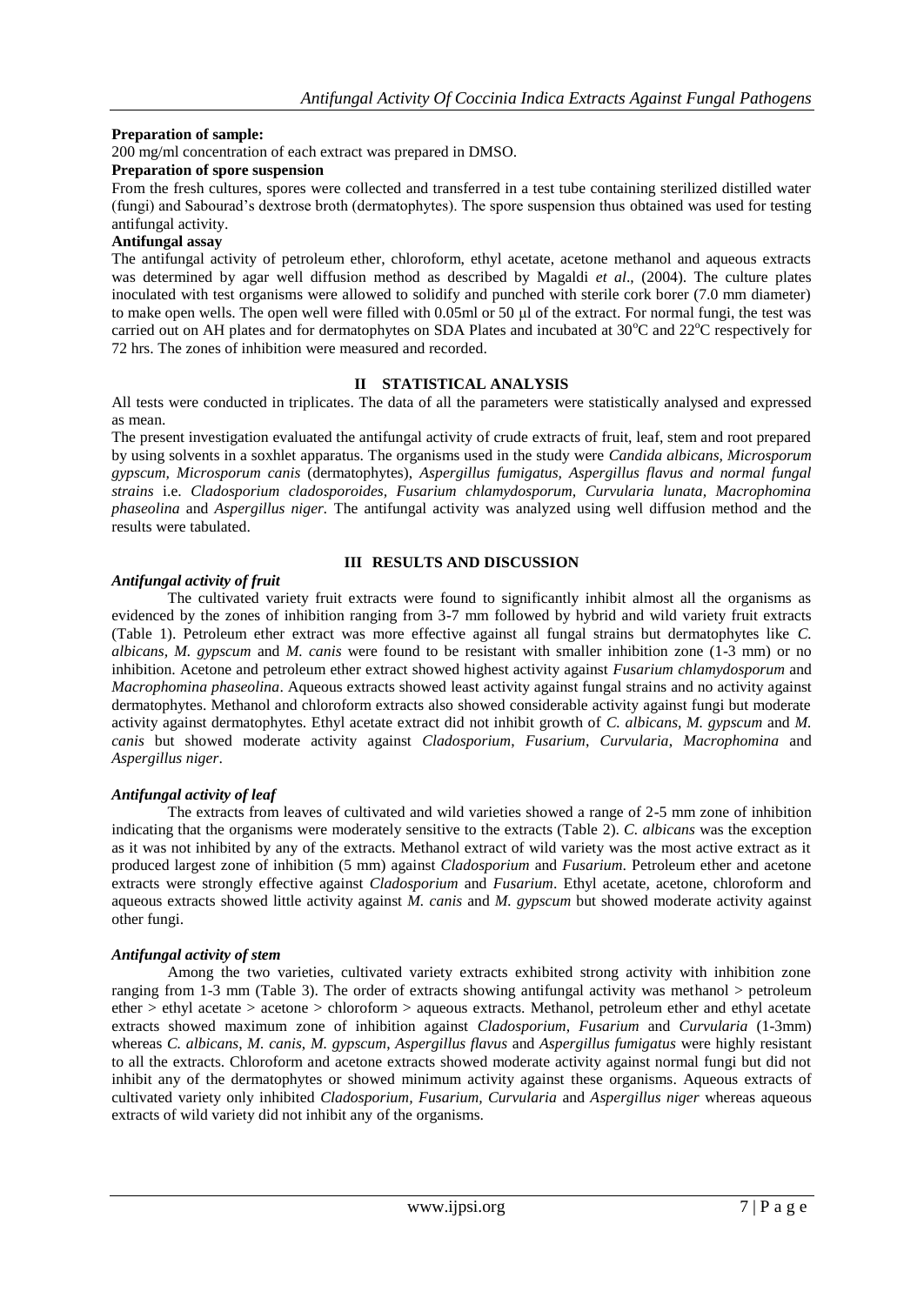**Preparation of sample:**

200 mg/ml concentration of each extract was prepared in DMSO.

**Preparation of spore suspension**

From the fresh cultures, spores were collected and transferred in a test tube containing sterilized distilled water (fungi) and Sabourad's dextrose broth (dermatophytes). The spore suspension thus obtained was used for testing antifungal activity.

**Antifungal assay**

The antifungal activity of petroleum ether, chloroform, ethyl acetate, acetone methanol and aqueous extracts was determined by agar well diffusion method as described by Magaldi *et al*., (2004). The culture plates inoculated with test organisms were allowed to solidify and punched with sterile cork borer (7.0 mm diameter) to make open wells. The open well were filled with 0.05ml or 50 μl of the extract. For normal fungi, the test was carried out on AH plates and for dermatophytes on SDA Plates and incubated at 30°C and 22°C respectively for 72 hrs. The zones of inhibition were measured and recorded.

## II STATISTICAL ANALYSIS

All tests were conducted in triplicates. The data of all the parameters were statistically analysed and expressed as mean.

The present investigation evaluated the antifungal activity of crude extracts of fruit, leaf, stem and root prepared by using solvents in a soxhlet apparatus. The organisms used in the study were *Candida albicans, Microsporum gypscum, Microsporum canis* (dermatophytes), *Aspergillus fumigatus, Aspergillus flavus and normal fungal strains* i.e. *Cladosporium cladosporoides, Fusarium chlamydosporum, Curvularia lunata, Macrophomina phaseolina* and *Aspergillus niger.* The antifungal activity was analyzed using well diffusion method and the results were tabulated.

## III RESULTS AND DISCUSSION

### *Antifungal activity of fruit*

The cultivated variety fruit extracts were found to significantly inhibit almost all the organisms as evidenced by the zones of inhibition ranging from 3-7 mm followed by hybrid and wild variety fruit extracts (Table 1). Petroleum ether extract was more effective against all fungal strains but dermatophytes like *C. albicans, M. gypscum* and *M. canis* were found to be resistant with smaller inhibition zone (1-3 mm) or no inhibition. Acetone and petroleum ether extract showed highest activity against *Fusarium chlamydosporum* and *Macrophomina phaseolina*. Aqueous extracts showed least activity against fungal strains and no activity against dermatophytes. Methanol and chloroform extracts also showed considerable activity against fungi but moderate activity against dermatophytes. Ethyl acetate extract did not inhibit growth of *C. albicans, M. gypscum* and *M. canis* but showed moderate activity against *Cladosporium, Fusarium, Curvularia, Macrophomina* and *Aspergillus niger*.

### *Antifungal activity of leaf*

The extracts from leaves of cultivated and wild varieties showed a range of 2-5 mm zone of inhibition indicating that the organisms were moderately sensitive to the extracts (Table 2). *C. albicans* was the exception as it was not inhibited by any of the extracts. Methanol extract of wild variety was the most active extract as it produced largest zone of inhibition (5 mm) against *Cladosporium* and *Fusarium*. Petroleum ether and acetone extracts were strongly effective against *Cladosporium* and *Fusarium*. Ethyl acetate, acetone, chloroform and aqueous extracts showed little activity against *M. canis* and *M. gypscum* but showed moderate activity against other fungi.

### *Antifungal activity of stem*

Among the two varieties, cultivated variety extracts exhibited strong activity with inhibition zone ranging from 1-3 mm (Table 3). The order of extracts showing antifungal activity was methanol > petroleum ether > ethyl acetate > acetone > chloroform > aqueous extracts. Methanol, petroleum ether and ethyl acetate extracts showed maximum zone of inhibition against *Cladosporium, Fusarium* and *Curvularia* (1-3mm) whereas *C. albicans, M. canis, M. gypscum, Aspergillus flavus* and *Aspergillus fumigatus* were highly resistant to all the extracts. Chloroform and acetone extracts showed moderate activity against normal fungi but did not inhibit any of the dermatophytes or showed minimum activity against these organisms. Aqueous extracts of cultivated variety only inhibited *Cladosporium, Fusarium, Curvularia* and *Aspergillus niger* whereas aqueous extracts of wild variety did not inhibit any of the organisms.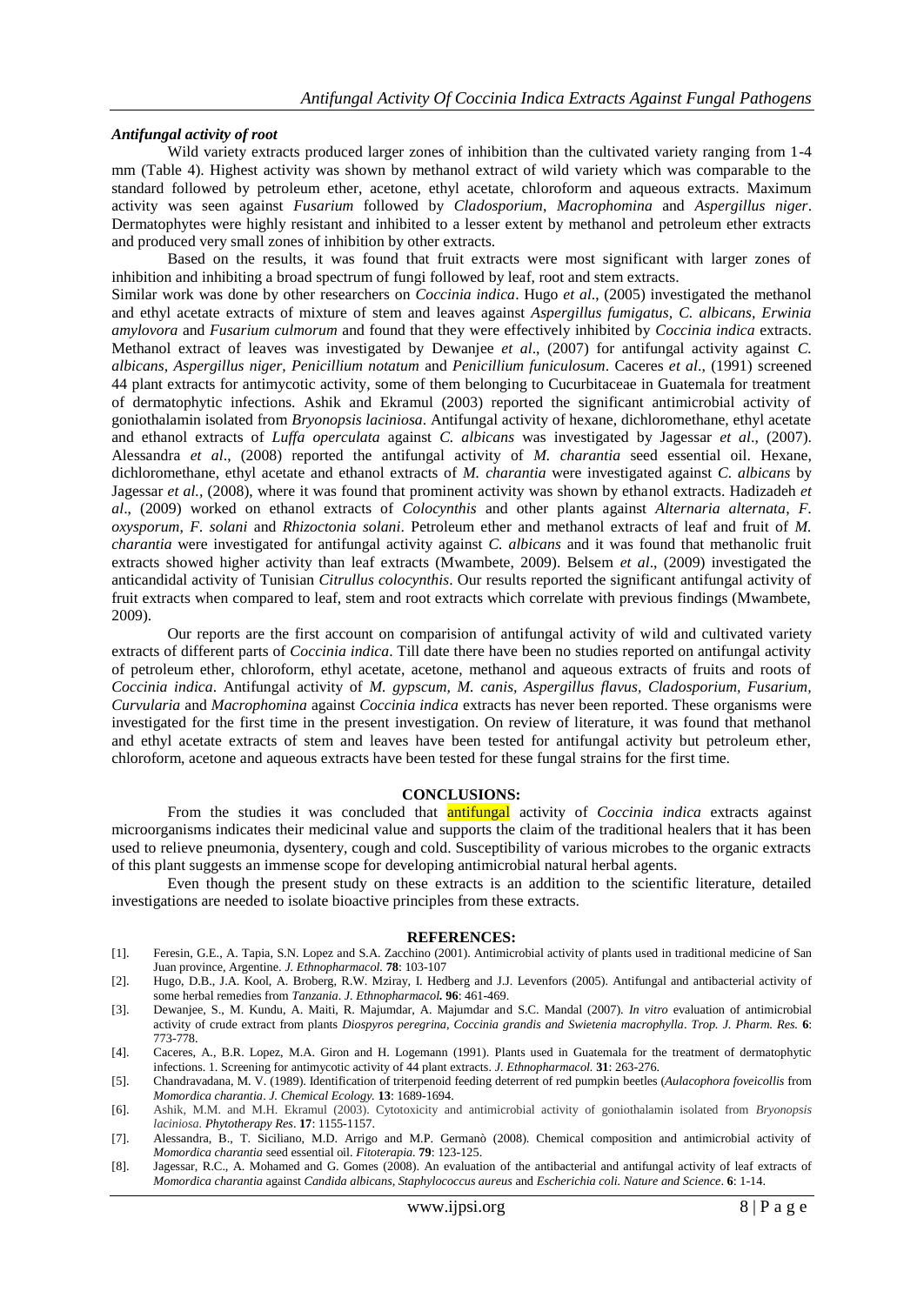### *Antifungal activity of root*

Wild variety extracts produced larger zones of inhibition than the cultivated variety ranging from 1-4 mm (Table 4). Highest activity was shown by methanol extract of wild variety which was comparable to the standard followed by petroleum ether, acetone, ethyl acetate, chloroform and aqueous extracts. Maximum activity was seen against *Fusarium* followed by *Cladosporium*, *Macrophomina* and *Aspergillus niger*. Dermatophytes were highly resistant and inhibited to a lesser extent by methanol and petroleum ether extracts and produced very small zones of inhibition by other extracts.

Based on the results, it was found that fruit extracts were most significant with larger zones of inhibition and inhibiting a broad spectrum of fungi followed by leaf, root and stem extracts.

Similar work was done by other researchers on *Coccinia indica*. Hugo *et al*., (2005) investigated the methanol and ethyl acetate extracts of mixture of stem and leaves against *Aspergillus fumigatus*, *C. albicans*, *Erwinia amylovora* and *Fusarium culmorum* and found that they were effectively inhibited by *Coccinia indica* extracts. Methanol extract of leaves was investigated by Dewanjee *et al*., (2007) for antifungal activity against *C. albicans*, *Aspergillus niger*, *Penicillium notatum* and *Penicillium funiculosum*. Caceres *et al*., (1991) screened 44 plant extracts for antimycotic activity, some of them belonging to Cucurbitaceae in Guatemala for treatment of dermatophytic infections. Ashik and Ekramul (2003) reported the significant antimicrobial activity of goniothalamin isolated from *Bryonopsis laciniosa*. Antifungal activity of hexane, dichloromethane, ethyl acetate and ethanol extracts of *Luffa operculata* against *C. albicans* was investigated by Jagessar *et al*., (2007). Alessandra *et al*., (2008) reported the antifungal activity of *M. charantia* seed essential oil. Hexane, dichloromethane, ethyl acetate and ethanol extracts of *M. charantia* were investigated against *C. albicans* by Jagessar *et al.,* (2008), where it was found that prominent activity was shown by ethanol extracts. Hadizadeh *et al*., (2009) worked on ethanol extracts of *Colocynthis* and other plants against *Alternaria alternata*, *F. oxysporum*, *F. solani* and *Rhizoctonia solani*. Petroleum ether and methanol extracts of leaf and fruit of *M. charantia* were investigated for antifungal activity against *C. albicans* and it was found that methanolic fruit extracts showed higher activity than leaf extracts (Mwambete, 2009). Belsem *et al*., (2009) investigated the anticandidal activity of Tunisian *Citrullus colocynthis*. Our results reported the significant antifungal activity of fruit extracts when compared to leaf, stem and root extracts which correlate with previous findings (Mwambete, 2009).

Our reports are the first account on comparision of antifungal activity of wild and cultivated variety extracts of different parts of *Coccinia indica*. Till date there have been no studies reported on antifungal activity of petroleum ether, chloroform, ethyl acetate, acetone, methanol and aqueous extracts of fruits and roots of *Coccinia indica*. Antifungal activity of *M. gypscum*, *M. canis*, *Aspergillus flavus*, *Cladosporium*, *Fusarium*, *Curvularia* and *Macrophomina* against *Coccinia indica* extracts has never been reported. These organisms were investigated for the first time in the present investigation. On review of literature, it was found that methanol and ethyl acetate extracts of stem and leaves have been tested for antifungal activity but petroleum ether, chloroform, acetone and aqueous extracts have been tested for these fungal strains for the first time.

## CONCLUSIONS:

From the studies it was concluded that antifungal activity of *Coccinia indica* extracts against microorganisms indicates their medicinal value and supports the claim of the traditional healers that it has been used to relieve pneumonia, dysentery, cough and cold. Susceptibility of various microbes to the organic extracts of this plant suggests an immense scope for developing antimicrobial natural herbal agents.

Even though the present study on these extracts is an addition to the scientific literature, detailed investigations are needed to isolate bioactive principles from these extracts.

## REFERENCES:

[1]. Feresin, G.E., A. Tapia, S.N. Lopez and S.A. Zacchino (2001). Antimicrobial activity of plants used in traditional medicine of San Juan province, Argentine. *J. Ethnopharmacol.* **78**: 103-107

[2]. Hugo, D.B., J.A. Kool, A. Broberg, R.W. Mziray, I. Hedberg and J.J. Levenfors (2005). Antifungal and antibacterial activity of some herbal remedies from *Tanzania*. *J. Ethnopharmacol.* **96**: 461-469.

[3]. Dewanjee, S., M. Kundu, A. Maiti, R. Majumdar, A. Majumdar and S.C. Mandal (2007). *In vitro* evaluation of antimicrobial activity of crude extract from plants *Diospyros peregrina, Coccinia grandis and Swietenia macrophylla*. *Trop. J. Pharm. Res.* **6**: 773-778.

[4]. Caceres, A., B.R. Lopez, M.A. Giron and H. Logemann (1991). Plants used in Guatemala for the treatment of dermatophytic infections. 1. Screening for antimycotic activity of 44 plant extracts. *J. Ethnopharmacol.* **31**: 263-276.

[5]. Chandravadana, M. V. (1989). Identification of triterpenoid feeding deterrent of red pumpkin beetles (*Aulacophora foveicollis* from *Momordica charantia*. *J. Chemical Ecology.* **13**: 1689-1694.

[6]. Ashik, M.M. and M.H. Ekramul (2003). Cytotoxicity and antimicrobial activity of goniothalamin isolated from *Bryonopsis laciniosa*. *Phytotherapy Res*. **17**: 1155-1157.

[7]. Alessandra, B., T. Siciliano, M.D. Arrigo and M.P. Germanò (2008). Chemical composition and antimicrobial activity of *Momordica charantia* seed essential oil. *Fitoterapia.* **79**: 123-125.

[8]. Jagessar, R.C., A. Mohamed and G. Gomes (2008). An evaluation of the antibacterial and antifungal activity of leaf extracts of *Momordica charantia* against *Candida albicans, Staphylococcus aureus* and *Escherichia coli. Nature and Science*. **6**: 1-14.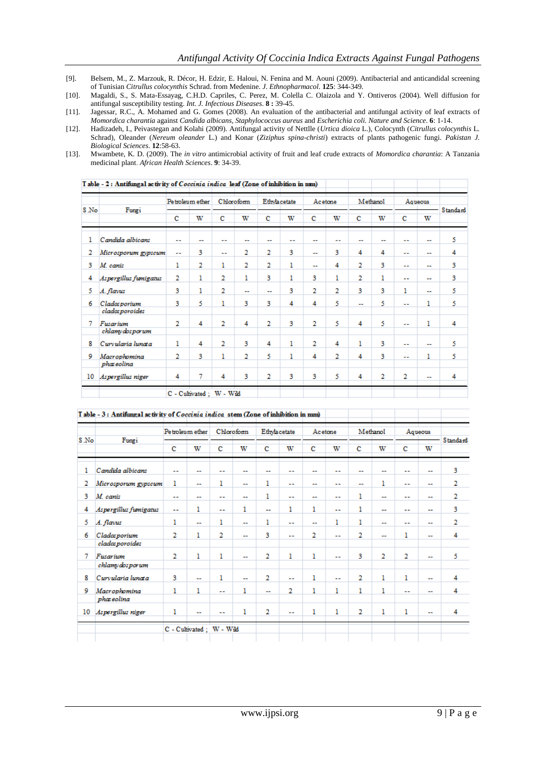[9]. Belsem, M., Z. Marzouk, R. Décor, H. Edzir, E. Haloui, N. Fenina and M. Aouni (2009). Antibacterial and anticandidal screening of Tunisian *Citrullus colocynthis* Schrad. from Medenine. *J. Ethnopharmacol*. **125**: 344-349.

[10]. Magaldi, S., S. Mata-Essayag, C.H.D. Capriles, C. Perez, M. Colella C. Olaizola and Y. Ontiveros (2004). Well diffusion for antifungal susceptibility testing. *Int. J. Infectious Diseases*. **8 :** 39-45.

[11]. Jagessar, R.C., A. Mohamed and G. Gomes (2008). An evaluation of the antibacterial and antifungal activity of leaf extracts of *Momordica charantia* against *Candida albicans, Staphylococcus aureus* and *Escherichia coli*. *Nature and Science*. **6**: 1-14.

[12]. Hadizadeh, I., Peivastegan and Kolahi (2009). Antifungal activity of Nettlle (*Urtica dioica* L.), Colocynth (*Citrullus colocynthis* L. Schrad), Oleander (*Nereum oleander* L.) and Konar (*Ziziphus spina-christi*) extracts of plants pathogenic fungi. *Pakistan J. Biological Sciences*. **12**:58-63.

[13]. Mwambete, K. D. (2009). The *in vitro* antimicrobial activity of fruit and leaf crude extracts of *Momordica charantia*: A Tanzania medicinal plant. *African Health Sciences*. **9**: 34-39.

**Table - 2 : Antifungal activity of *Coccinia indica* leaf (Zone of inhibition in mm)**

| S.No | Fungi | Petroleum ether | | Chloroform | | Ethylacetate | | Acetone | | Methanol | | Aqueous | | Standard |
|---|---|---|---|---|---|---|---|---|---|---|---|---|---|---|
| | | C | W | C | W | C | W | C | W | C | W | C | W | |
| 1 | *Candida albicans* | -- | -- | -- | -- | -- | -- | -- | -- | -- | -- | -- | -- | 5 |
| 2 | *Microsporum gypseum* | -- | 3 | -- | 2 | 2 | 3 | -- | 3 | 4 | 4 | -- | -- | 4 |
| 3 | *M. canis* | 1 | 2 | 1 | 2 | 2 | 1 | -- | 4 | 2 | 3 | -- | -- | 3 |
| 4 | *Aspergillus fumigatus* | 2 | 1 | 2 | 1 | 3 | 1 | 3 | 1 | 2 | 1 | -- | -- | 3 |
| 5 | *A. flavus* | 3 | 1 | 2 | -- | -- | 3 | 2 | 2 | 3 | 3 | 1 | -- | 5 |
| 6 | *Cladosporium cladosporoides* | 3 | 5 | 1 | 3 | 3 | 4 | 4 | 5 | -- | 5 | -- | 1 | 5 |
| 7 | *Fusarium chlamydosporum* | 2 | 4 | 2 | 4 | 2 | 3 | 2 | 5 | 4 | 5 | -- | 1 | 4 |
| 8 | *Curvularia lunata* | 1 | 4 | 2 | 3 | 4 | 1 | 2 | 4 | 1 | 3 | -- | -- | 5 |
| 9 | *Macrophomina phaseolina* | 2 | 3 | 1 | 2 | 5 | 1 | 4 | 2 | 4 | 3 | -- | 1 | 5 |
| 10 | *Aspergillus niger* | 4 | 7 | 4 | 3 | 2 | 3 | 3 | 5 | 4 | 2 | 2 | -- | 4 |

C - Cultivated ; W - Wild

**Table - 3 : Antifungal activity of *Coccinia indica* stem (Zone of inhibition in mm)**

| S.No | Fungi | Petroleum ether | | Chloroform | | Ethylacetate | | Acetone | | Methanol | | Aqueous | | Standard |
|---|---|---|---|---|---|---|---|---|---|---|---|---|---|---|
| | | C | W | C | W | C | W | C | W | C | W | C | W | |
| 1 | *Candida albicans* | -- | -- | -- | -- | -- | -- | -- | -- | -- | -- | -- | -- | 3 |
| 2 | *Microsporum gypseum* | 1 | -- | 1 | -- | 1 | -- | -- | -- | -- | 1 | -- | -- | 2 |
| 3 | *M. canis* | -- | -- | -- | -- | 1 | -- | -- | -- | 1 | -- | -- | -- | 2 |
| 4 | *Aspergillus fumigatus* | -- | 1 | -- | 1 | -- | 1 | 1 | -- | 1 | -- | -- | -- | 3 |
| 5 | *A. flavus* | 1 | -- | 1 | -- | 1 | -- | -- | 1 | 1 | -- | -- | -- | 2 |
| 6 | *Cladosporium cladosporoides* | 2 | 1 | 2 | -- | 3 | -- | 2 | -- | 2 | -- | 1 | -- | 4 |
| 7 | *Fusarium chlamydosporum* | 2 | 1 | 1 | -- | 2 | 1 | 1 | -- | 3 | 2 | 2 | -- | 5 |
| 8 | *Curvularia lunata* | 3 | -- | 1 | -- | 2 | -- | 1 | -- | 2 | 1 | 1 | -- | 4 |
| 9 | *Macrophomina phaseolina* | 1 | 1 | -- | 1 | -- | 2 | 1 | 1 | 1 | 1 | -- | -- | 4 |
| 10 | *Aspergillus niger* | 1 | -- | -- | 1 | 2 | -- | 1 | 1 | 2 | 1 | 1 | -- | 4 |

C - Cultivated ; W - Wild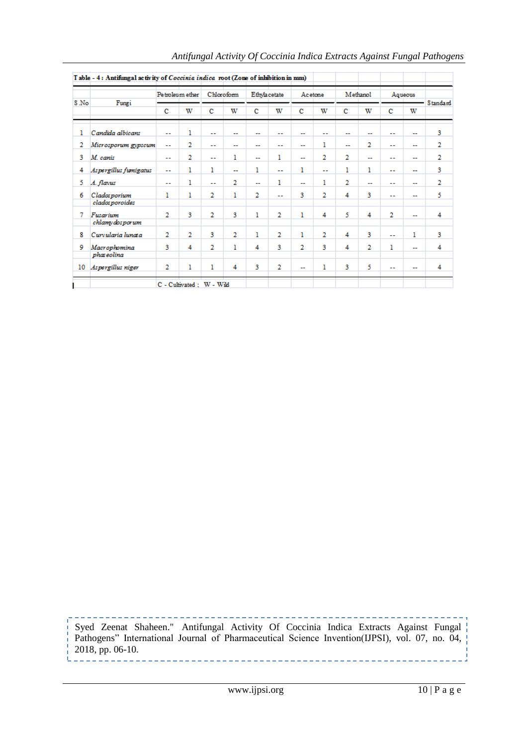**Table - 4 : Antifungal activity of *Coccinia indica* root (Zone of inhibition in mm)**

| S.No | Fungi | Petroleum ether | | Chloroform | | Ethylacetate | | Acetone | | Methanol | | Aqueous | | Standard |
|---|---|---|---|---|---|---|---|---|---|---|---|---|---|---|
| | | C | W | C | W | C | W | C | W | C | W | C | W | |
| 1 | *Candida albicans* | -- | 1 | -- | -- | -- | -- | -- | -- | -- | -- | -- | -- | 3 |
| 2 | *Microsporum gypseum* | -- | 2 | -- | -- | -- | -- | -- | 1 | -- | 2 | -- | -- | 2 |
| 3 | *M. canis* | -- | 2 | -- | 1 | -- | 1 | -- | 2 | 2 | -- | -- | -- | 2 |
| 4 | *Aspergillus fumigatus* | -- | 1 | 1 | -- | 1 | -- | 1 | -- | 1 | 1 | -- | -- | 3 |
| 5 | *A. flavus* | -- | 1 | -- | 2 | -- | 1 | -- | 1 | 2 | -- | -- | -- | 2 |
| 6 | *Cladosporium cladosporoides* | 1 | 1 | 2 | 1 | 2 | -- | 3 | 2 | 4 | 3 | -- | -- | 5 |
| 7 | *Fusarium chlamydosporum* | 2 | 3 | 2 | 3 | 1 | 2 | 1 | 4 | 5 | 4 | 2 | -- | 4 |
| 8 | *Curvularia lunata* | 2 | 2 | 3 | 2 | 1 | 2 | 1 | 2 | 4 | 3 | -- | 1 | 3 |
| 9 | *Macrophomina phaseolina* | 3 | 4 | 2 | 1 | 4 | 3 | 2 | 3 | 4 | 2 | 1 | -- | 4 |
| 10 | *Aspergillus niger* | 2 | 1 | 1 | 4 | 3 | 2 | -- | 1 | 3 | 5 | -- | -- | 4 |

C - Cultivated ; W - Wild

Syed Zeenat Shaheen." Antifungal Activity Of Coccinia Indica Extracts Against Fungal Pathogens" International Journal of Pharmaceutical Science Invention(IJPSI), vol. 07, no. 04, 2018, pp. 06-10.